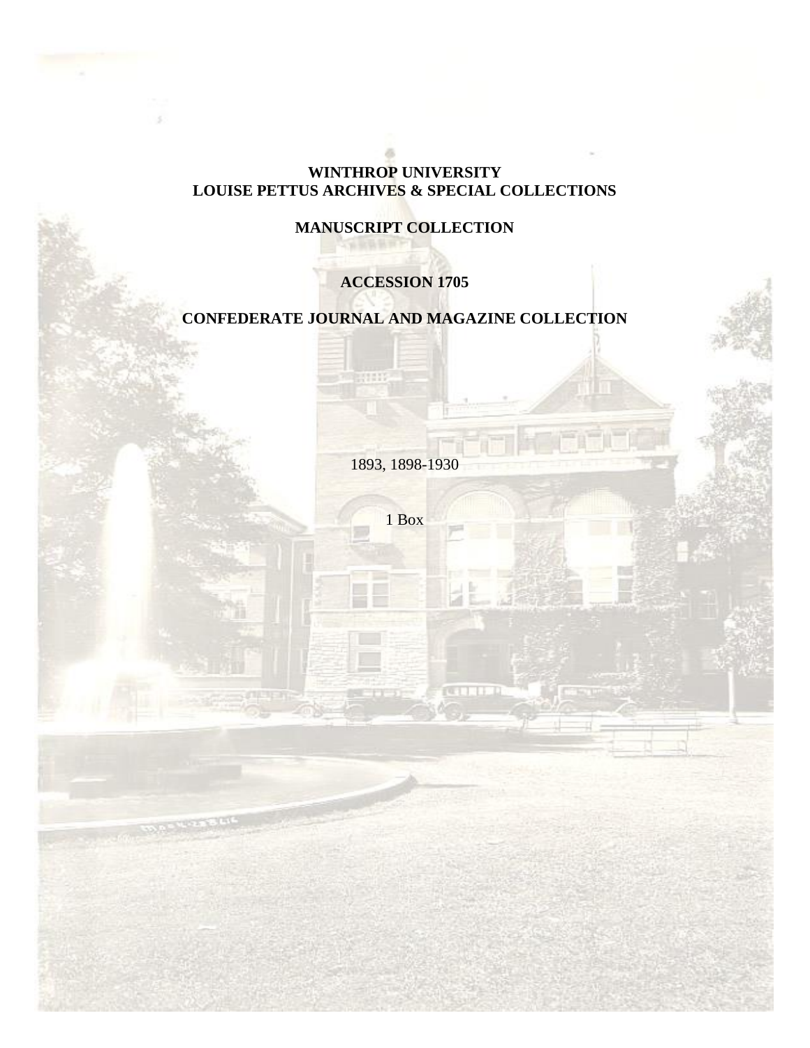**WINTHROP UNIVERSITY**
**LOUISE PETTUS ARCHIVES & SPECIAL COLLECTIONS**

**MANUSCRIPT COLLECTION**

**ACCESSION 1705**

**CONFEDERATE JOURNAL AND MAGAZINE COLLECTION**

1893, 1898-1930

1 Box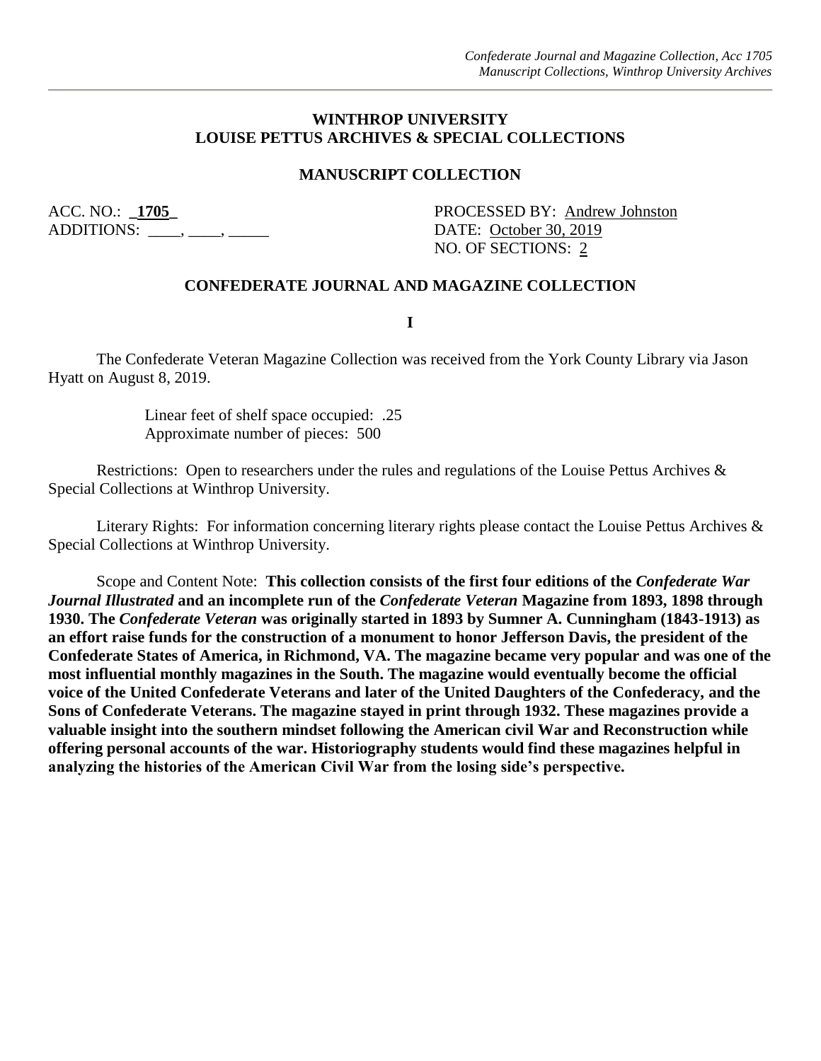# WINTHROP UNIVERSITY
# LOUISE PETTUS ARCHIVES & SPECIAL COLLECTIONS

## MANUSCRIPT COLLECTION

ACC. NO.: **1705**
ADDITIONS: ____, ____, _____

PROCESSED BY: Andrew Johnston
DATE: October 30, 2019
NO. OF SECTIONS: 2

## CONFEDERATE JOURNAL AND MAGAZINE COLLECTION

**I**

The Confederate Veteran Magazine Collection was received from the York County Library via Jason Hyatt on August 8, 2019.

Linear feet of shelf space occupied: .25
Approximate number of pieces: 500

Restrictions: Open to researchers under the rules and regulations of the Louise Pettus Archives & Special Collections at Winthrop University.

Literary Rights: For information concerning literary rights please contact the Louise Pettus Archives & Special Collections at Winthrop University.

Scope and Content Note: **This collection consists of the first four editions of the *Confederate War Journal Illustrated* and an incomplete run of the *Confederate Veteran* Magazine from 1893, 1898 through 1930. The *Confederate Veteran* was originally started in 1893 by Sumner A. Cunningham (1843-1913) as an effort raise funds for the construction of a monument to honor Jefferson Davis, the president of the Confederate States of America, in Richmond, VA. The magazine became very popular and was one of the most influential monthly magazines in the South. The magazine would eventually become the official voice of the United Confederate Veterans and later of the United Daughters of the Confederacy, and the Sons of Confederate Veterans. The magazine stayed in print through 1932. These magazines provide a valuable insight into the southern mindset following the American civil War and Reconstruction while offering personal accounts of the war. Historiography students would find these magazines helpful in analyzing the histories of the American Civil War from the losing side's perspective.**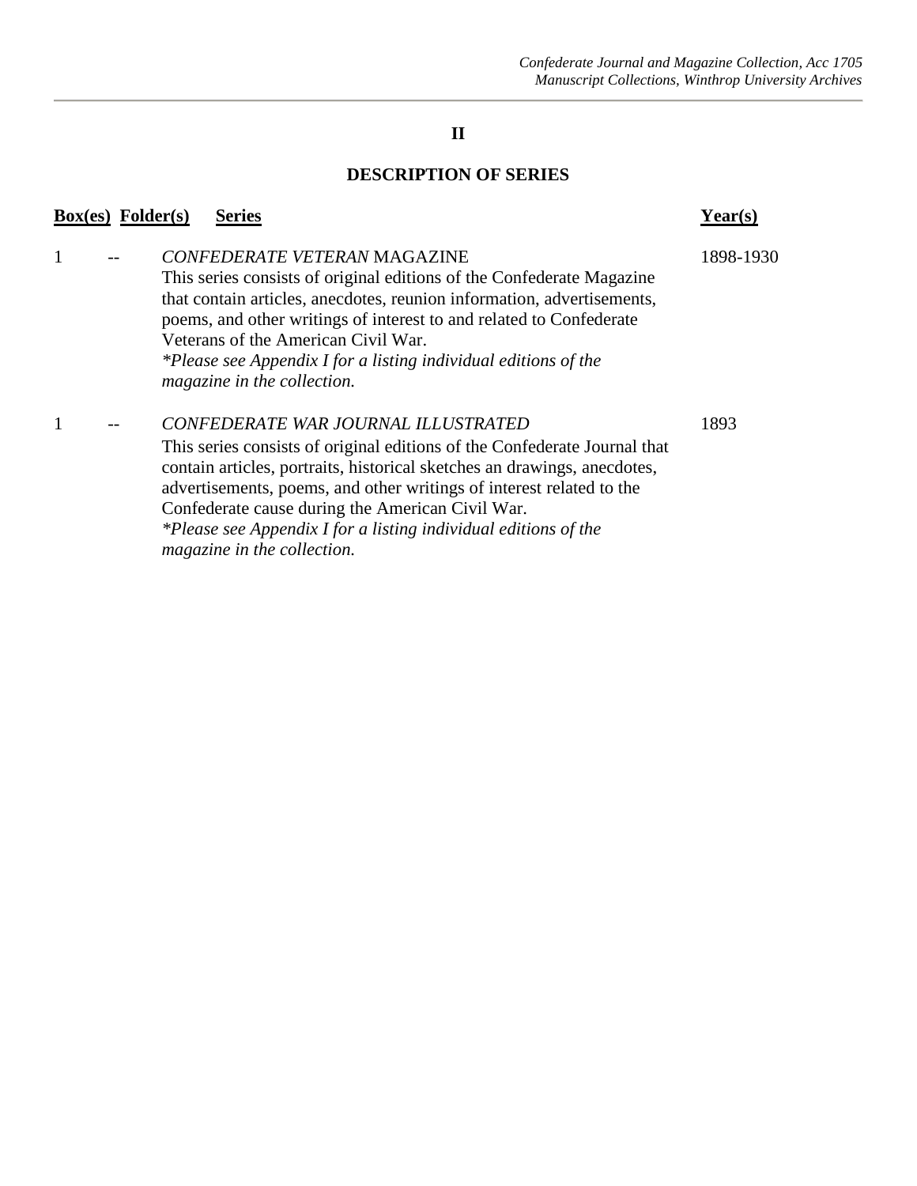## II

## DESCRIPTION OF SERIES

| Box(es) | Folder(s) | Series | Year(s) |
|---|---|---|---|
| 1 | -- | *CONFEDERATE VETERAN* MAGAZINE<br>This series consists of original editions of the Confederate Magazine that contain articles, anecdotes, reunion information, advertisements, poems, and other writings of interest to and related to Confederate Veterans of the American Civil War.<br>*\*Please see Appendix I for a listing individual editions of the magazine in the collection.* | 1898-1930 |
| 1 | -- | *CONFEDERATE WAR JOURNAL ILLUSTRATED*<br>This series consists of original editions of the Confederate Journal that contain articles, portraits, historical sketches an drawings, anecdotes, advertisements, poems, and other writings of interest related to the Confederate cause during the American Civil War.<br>*\*Please see Appendix I for a listing individual editions of the magazine in the collection.* | 1893 |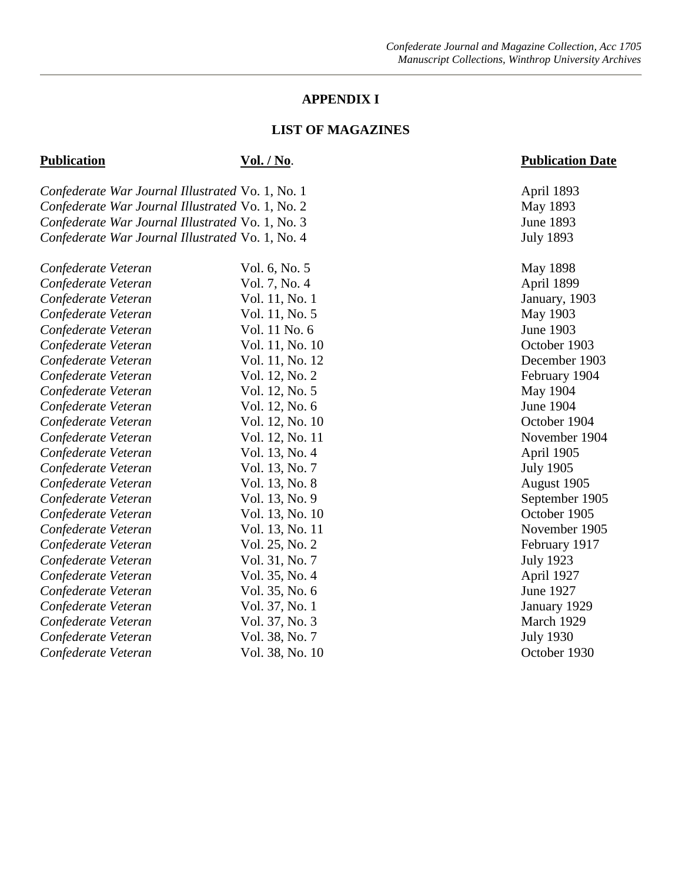## APPENDIX I

## LIST OF MAGAZINES

| Publication | Vol. / No. | Publication Date |
|---|---|---|
| *Confederate War Journal Illustrated* | Vo. 1, No. 1 | April 1893 |
| *Confederate War Journal Illustrated* | Vo. 1, No. 2 | May 1893 |
| *Confederate War Journal Illustrated* | Vo. 1, No. 3 | June 1893 |
| *Confederate War Journal Illustrated* | Vo. 1, No. 4 | July 1893 |
| *Confederate Veteran* | Vol. 6, No. 5 | May 1898 |
| *Confederate Veteran* | Vol. 7, No. 4 | April 1899 |
| *Confederate Veteran* | Vol. 11, No. 1 | January, 1903 |
| *Confederate Veteran* | Vol. 11, No. 5 | May 1903 |
| *Confederate Veteran* | Vol. 11 No. 6 | June 1903 |
| *Confederate Veteran* | Vol. 11, No. 10 | October 1903 |
| *Confederate Veteran* | Vol. 11, No. 12 | December 1903 |
| *Confederate Veteran* | Vol. 12, No. 2 | February 1904 |
| *Confederate Veteran* | Vol. 12, No. 5 | May 1904 |
| *Confederate Veteran* | Vol. 12, No. 6 | June 1904 |
| *Confederate Veteran* | Vol. 12, No. 10 | October 1904 |
| *Confederate Veteran* | Vol. 12, No. 11 | November 1904 |
| *Confederate Veteran* | Vol. 13, No. 4 | April 1905 |
| *Confederate Veteran* | Vol. 13, No. 7 | July 1905 |
| *Confederate Veteran* | Vol. 13, No. 8 | August 1905 |
| *Confederate Veteran* | Vol. 13, No. 9 | September 1905 |
| *Confederate Veteran* | Vol. 13, No. 10 | October 1905 |
| *Confederate Veteran* | Vol. 13, No. 11 | November 1905 |
| *Confederate Veteran* | Vol. 25, No. 2 | February 1917 |
| *Confederate Veteran* | Vol. 31, No. 7 | July 1923 |
| *Confederate Veteran* | Vol. 35, No. 4 | April 1927 |
| *Confederate Veteran* | Vol. 35, No. 6 | June 1927 |
| *Confederate Veteran* | Vol. 37, No. 1 | January 1929 |
| *Confederate Veteran* | Vol. 37, No. 3 | March 1929 |
| *Confederate Veteran* | Vol. 38, No. 7 | July 1930 |
| *Confederate Veteran* | Vol. 38, No. 10 | October 1930 |